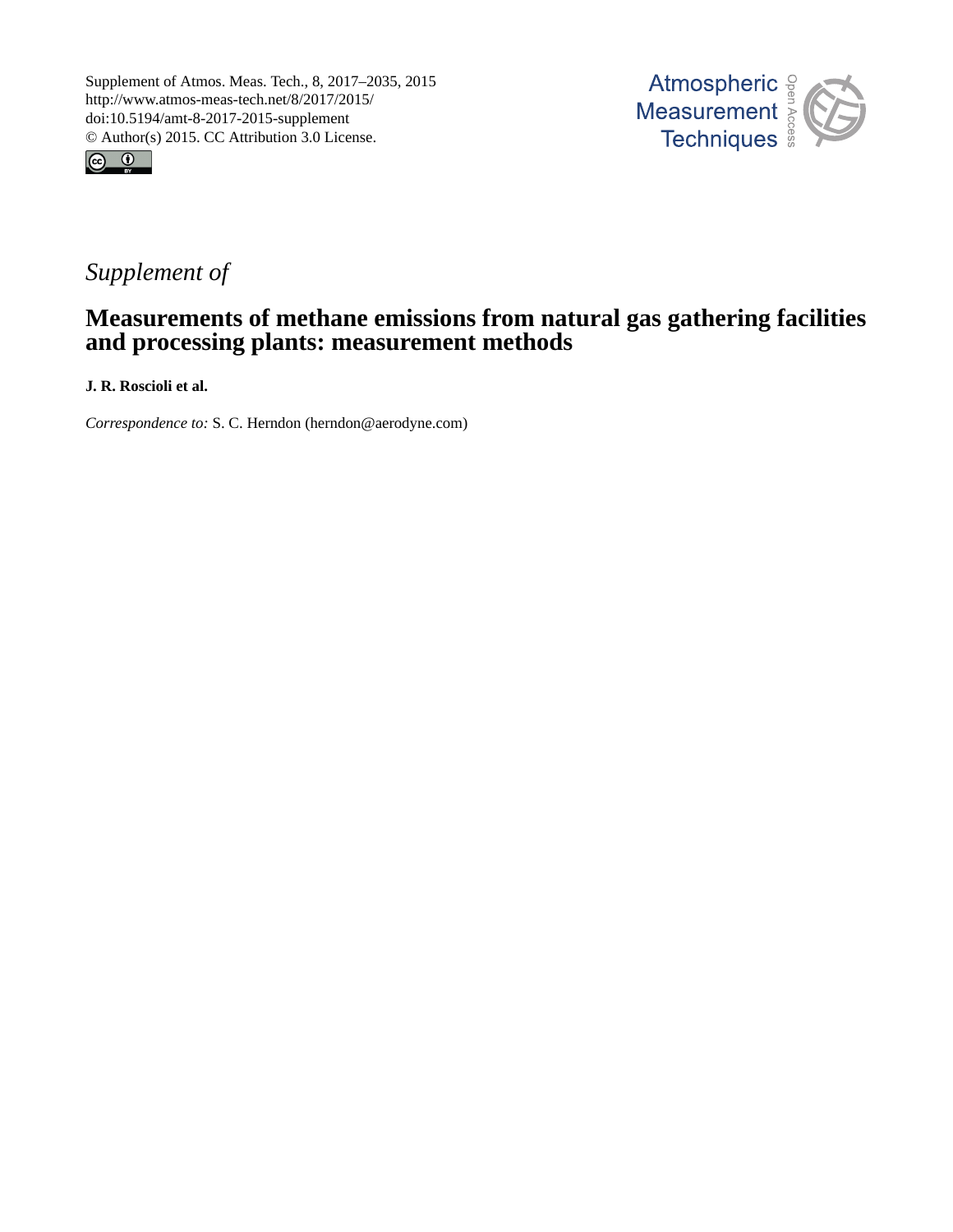Supplement of Atmos. Meas. Tech., 8, 2017–2035, 2015
http://www.atmos-meas-tech.net/8/2017/2015/
doi:10.5194/amt-8-2017-2015-supplement
© Author(s) 2015. CC Attribution 3.0 License.

*Supplement of*

# Measurements of methane emissions from natural gas gathering facilities and processing plants: measurement methods

**J. R. Roscioli et al.**

*Correspondence to:* S. C. Herndon (herndon@aerodyne.com)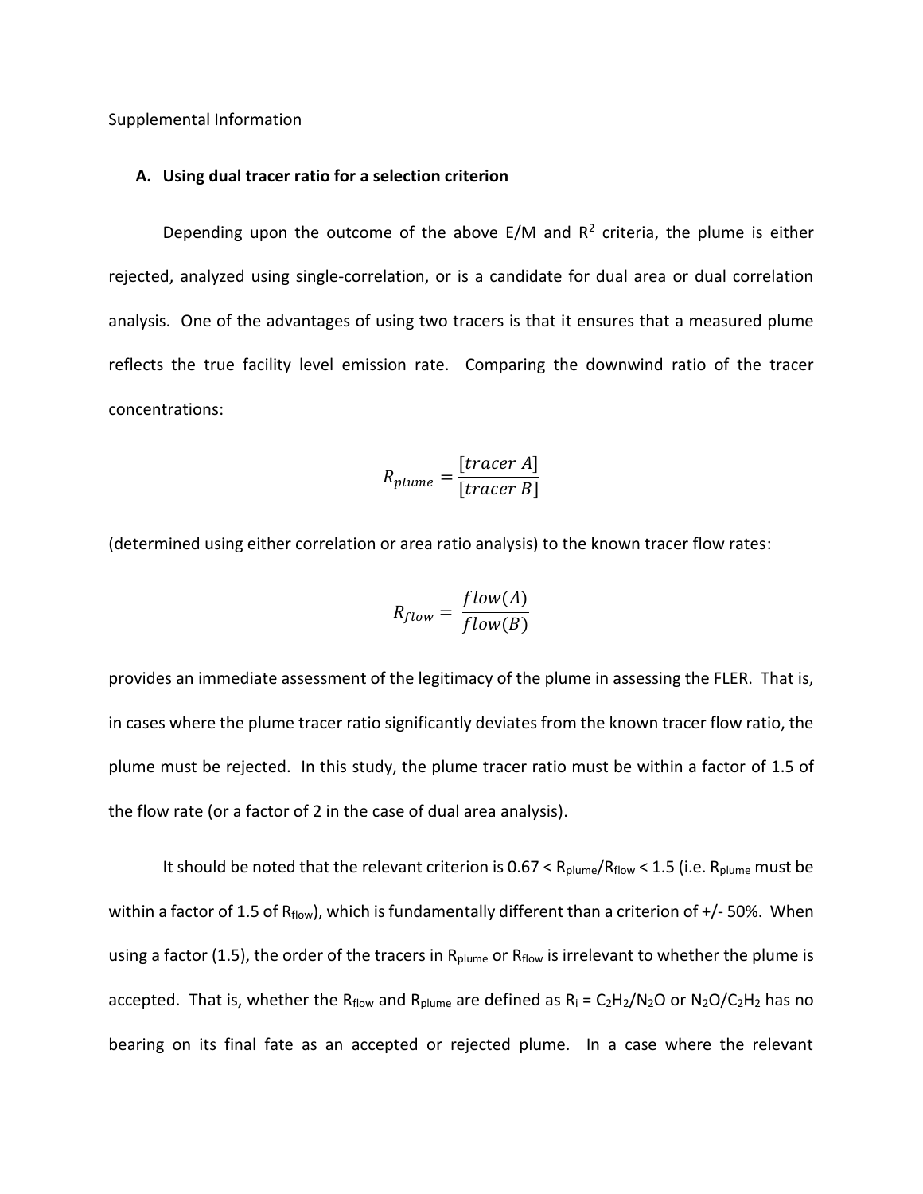Supplemental Information

## A. Using dual tracer ratio for a selection criterion

Depending upon the outcome of the above E/M and $R^2$ criteria, the plume is either rejected, analyzed using single-correlation, or is a candidate for dual area or dual correlation analysis. One of the advantages of using two tracers is that it ensures that a measured plume reflects the true facility level emission rate. Comparing the downwind ratio of the tracer concentrations:

$$R_{plume} = \frac{[tracer\ A]}{[tracer\ B]}$$

(determined using either correlation or area ratio analysis) to the known tracer flow rates:

$$R_{flow} = \frac{flow(A)}{flow(B)}$$

provides an immediate assessment of the legitimacy of the plume in assessing the FLER. That is, in cases where the plume tracer ratio significantly deviates from the known tracer flow ratio, the plume must be rejected. In this study, the plume tracer ratio must be within a factor of 1.5 of the flow rate (or a factor of 2 in the case of dual area analysis).

It should be noted that the relevant criterion is $0.67 < R_{plume}/R_{flow} < 1.5$ (i.e. $R_{plume}$ must be within a factor of 1.5 of $R_{flow}$), which is fundamentally different than a criterion of +/- 50%. When using a factor (1.5), the order of the tracers in $R_{plume}$ or $R_{flow}$ is irrelevant to whether the plume is accepted. That is, whether the $R_{flow}$ and $R_{plume}$ are defined as $R_i = C_2H_2/N_2O$ or $N_2O/C_2H_2$ has no bearing on its final fate as an accepted or rejected plume. In a case where the relevant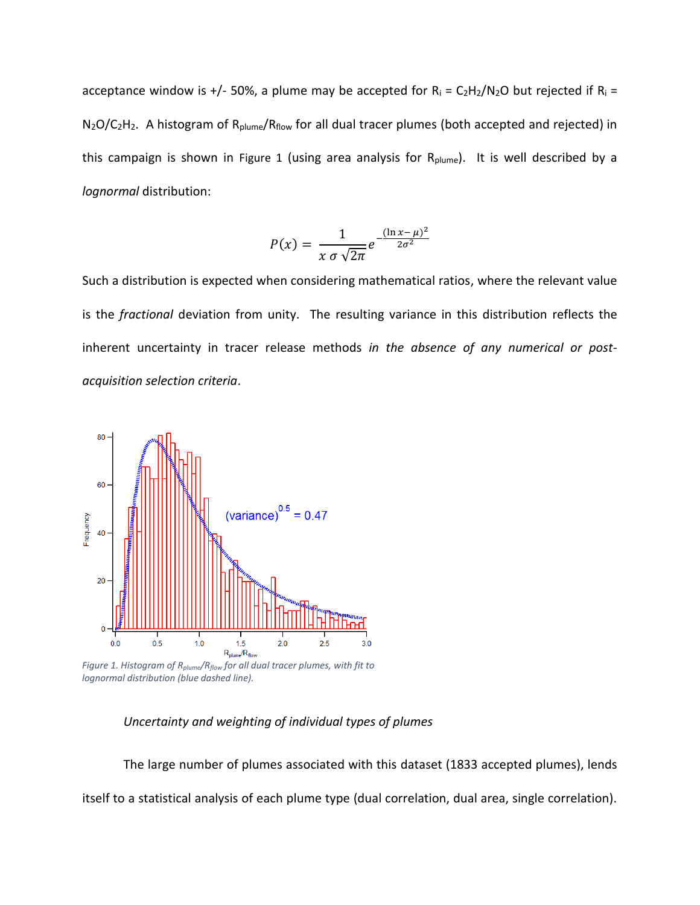acceptance window is +/- 50%, a plume may be accepted for $R_i = C_2H_2/N_2O$ but rejected if $R_i = N_2O/C_2H_2$. A histogram of $R_{plume}/R_{flow}$ for all dual tracer plumes (both accepted and rejected) in this campaign is shown in Figure 1 (using area analysis for $R_{plume}$). It is well described by a *lognormal* distribution:

$$P(x) = \frac{1}{x\,\sigma\,\sqrt{2\pi}} e^{-\frac{(\ln x - \mu)^2}{2\sigma^2}}$$

Such a distribution is expected when considering mathematical ratios, where the relevant value is the *fractional* deviation from unity. The resulting variance in this distribution reflects the inherent uncertainty in tracer release methods *in the absence of any numerical or post-acquisition selection criteria*.

*Figure 1. Histogram of $R_{plume}/R_{flow}$ for all dual tracer plumes, with fit to lognormal distribution (blue dashed line).*

*Uncertainty and weighting of individual types of plumes*

The large number of plumes associated with this dataset (1833 accepted plumes), lends itself to a statistical analysis of each plume type (dual correlation, dual area, single correlation).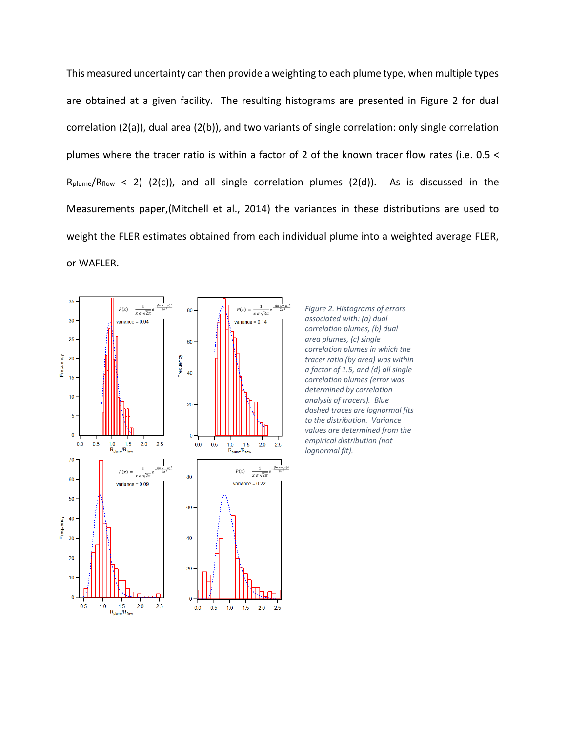This measured uncertainty can then provide a weighting to each plume type, when multiple types are obtained at a given facility. The resulting histograms are presented in Figure 2 for dual correlation (2(a)), dual area (2(b)), and two variants of single correlation: only single correlation plumes where the tracer ratio is within a factor of 2 of the known tracer flow rates (i.e. $0.5 < R_{plume}/R_{flow} < 2$) (2(c)), and all single correlation plumes (2(d)). As is discussed in the Measurements paper,(Mitchell et al., 2014) the variances in these distributions are used to weight the FLER estimates obtained from each individual plume into a weighted average FLER, or WAFLER.

*Figure 2. Histograms of errors associated with: (a) dual correlation plumes, (b) dual area plumes, (c) single correlation plumes in which the tracer ratio (by area) was within a factor of 1.5, and (d) all single correlation plumes (error was determined by correlation analysis of tracers). Blue dashed traces are lognormal fits to the distribution. Variance values are determined from the empirical distribution (not lognormal fit).*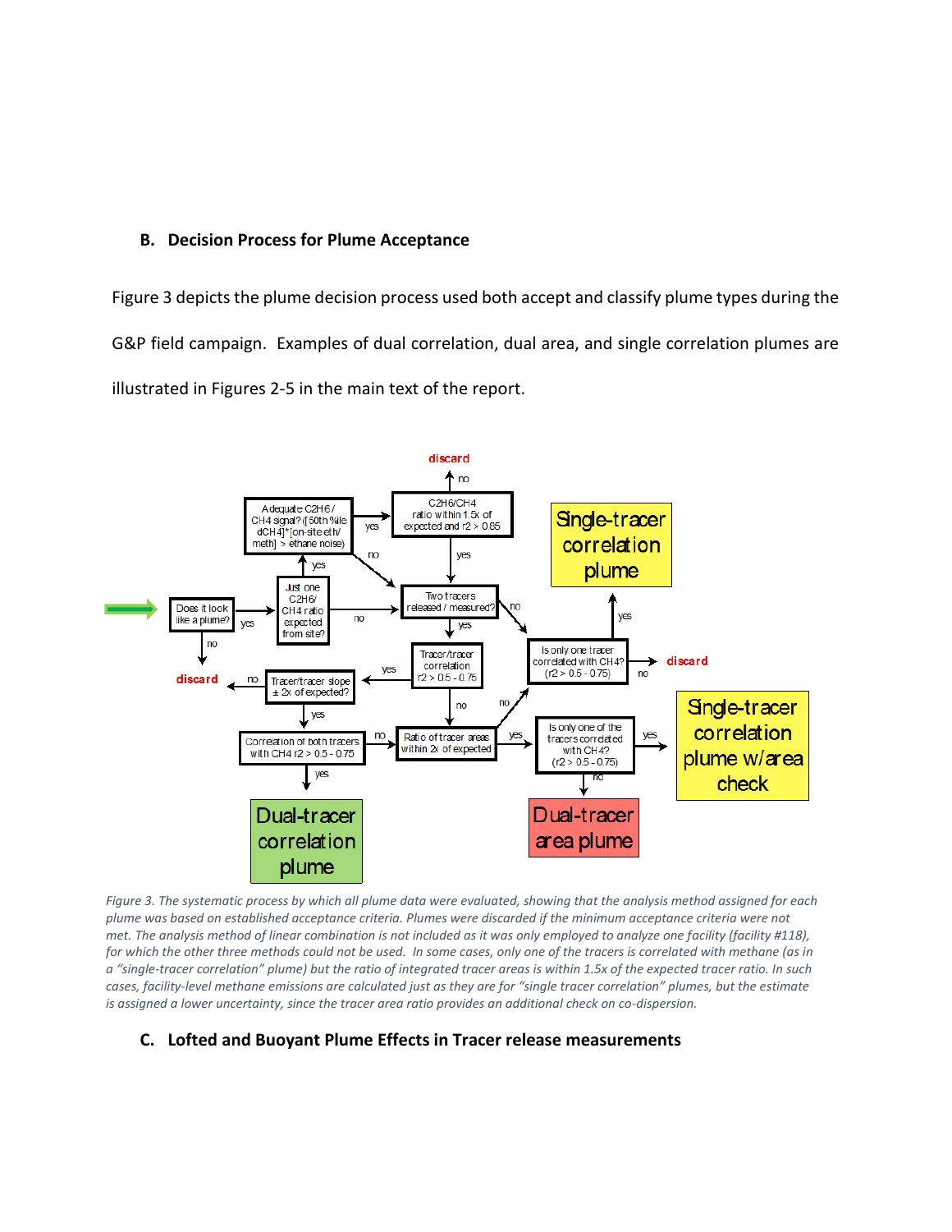## B. Decision Process for Plume Acceptance

Figure 3 depicts the plume decision process used both accept and classify plume types during the G&P field campaign. Examples of dual correlation, dual area, and single correlation plumes are illustrated in Figures 2-5 in the main text of the report.

*Figure 3. The systematic process by which all plume data were evaluated, showing that the analysis method assigned for each plume was based on established acceptance criteria. Plumes were discarded if the minimum acceptance criteria were not met. The analysis method of linear combination is not included as it was only employed to analyze one facility (facility #118), for which the other three methods could not be used. In some cases, only one of the tracers is correlated with methane (as in a "single-tracer correlation" plume) but the ratio of integrated tracer areas is within 1.5x of the expected tracer ratio. In such cases, facility-level methane emissions are calculated just as they are for "single tracer correlation" plumes, but the estimate is assigned a lower uncertainty, since the tracer area ratio provides an additional check on co-dispersion.*

## C. Lofted and Buoyant Plume Effects in Tracer release measurements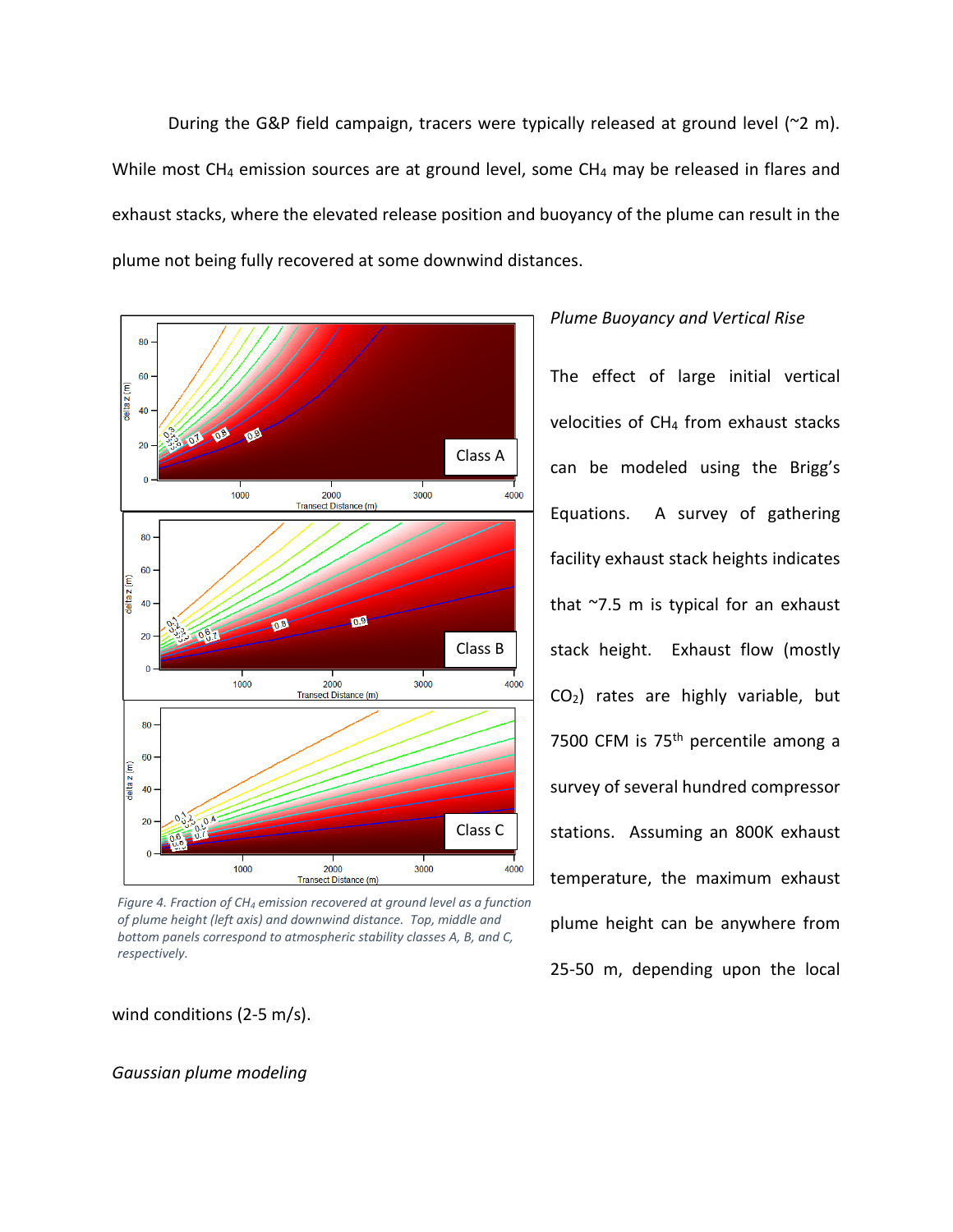During the G&P field campaign, tracers were typically released at ground level (~2 m). While most $CH_4$ emission sources are at ground level, some $CH_4$ may be released in flares and exhaust stacks, where the elevated release position and buoyancy of the plume can result in the plume not being fully recovered at some downwind distances.

Figure 4. Fraction of $CH_4$ emission recovered at ground level as a function of plume height (left axis) and downwind distance. Top, middle and bottom panels correspond to atmospheric stability classes A, B, and C, respectively.

*Plume Buoyancy and Vertical Rise*

The effect of large initial vertical velocities of $CH_4$ from exhaust stacks can be modeled using the Brigg's Equations. A survey of gathering facility exhaust stack heights indicates that ~7.5 m is typical for an exhaust stack height. Exhaust flow (mostly $CO_2$) rates are highly variable, but 7500 CFM is $75^{th}$ percentile among a survey of several hundred compressor stations. Assuming an 800K exhaust temperature, the maximum exhaust plume height can be anywhere from 25-50 m, depending upon the local wind conditions (2-5 m/s).

*Gaussian plume modeling*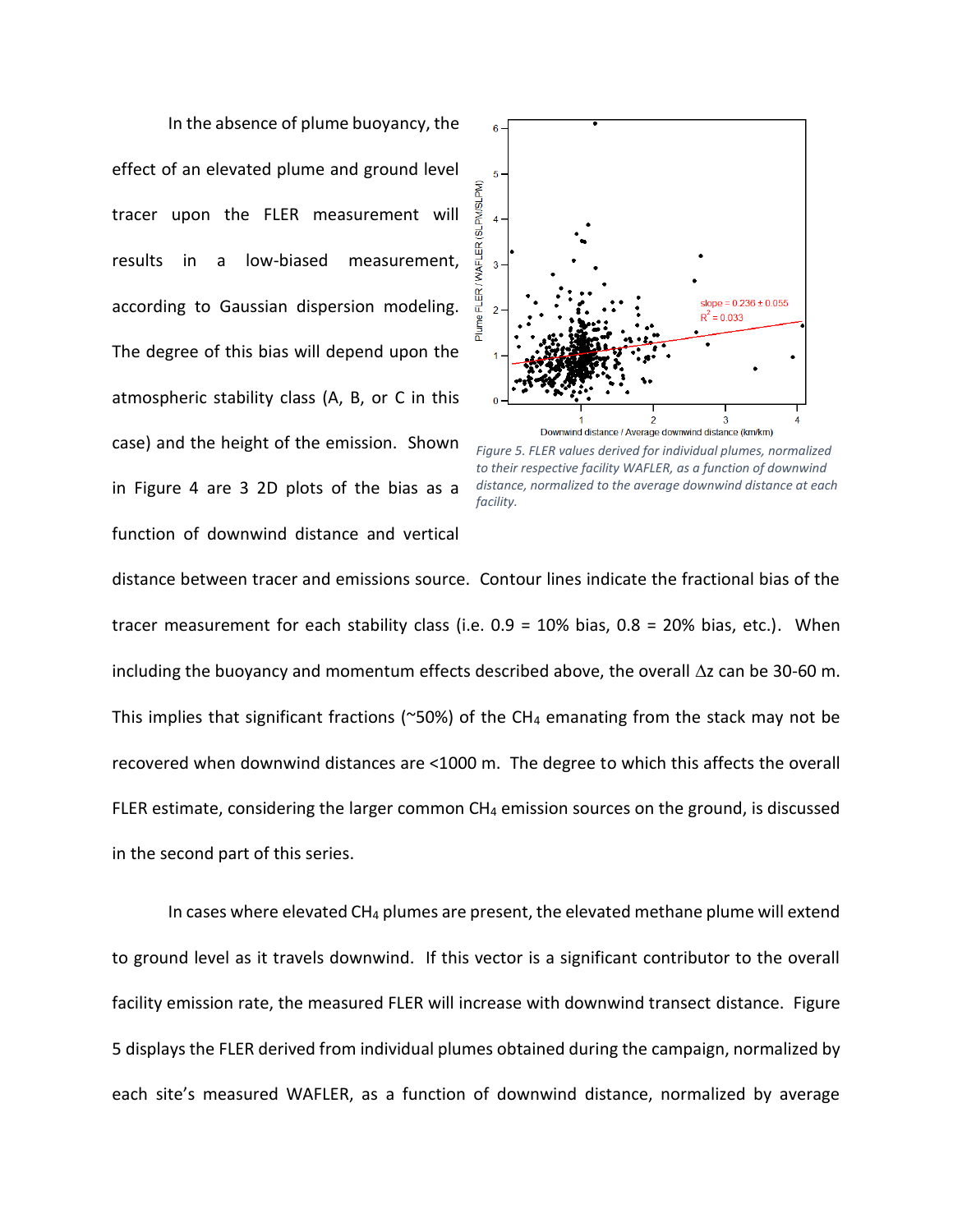In the absence of plume buoyancy, the effect of an elevated plume and ground level tracer upon the FLER measurement will results in a low-biased measurement, according to Gaussian dispersion modeling. The degree of this bias will depend upon the atmospheric stability class (A, B, or C in this case) and the height of the emission. Shown in Figure 4 are 3 2D plots of the bias as a function of downwind distance and vertical distance between tracer and emissions source. Contour lines indicate the fractional bias of the tracer measurement for each stability class (i.e. 0.9 = 10% bias, 0.8 = 20% bias, etc.). When including the buoyancy and momentum effects described above, the overall $\Delta z$ can be 30-60 m. This implies that significant fractions (~50%) of the $CH_4$ emanating from the stack may not be recovered when downwind distances are <1000 m. The degree to which this affects the overall FLER estimate, considering the larger common $CH_4$ emission sources on the ground, is discussed in the second part of this series.

*Figure 5. FLER values derived for individual plumes, normalized to their respective facility WAFLER, as a function of downwind distance, normalized to the average downwind distance at each facility.*

In cases where elevated $CH_4$ plumes are present, the elevated methane plume will extend to ground level as it travels downwind. If this vector is a significant contributor to the overall facility emission rate, the measured FLER will increase with downwind transect distance. Figure 5 displays the FLER derived from individual plumes obtained during the campaign, normalized by each site's measured WAFLER, as a function of downwind distance, normalized by average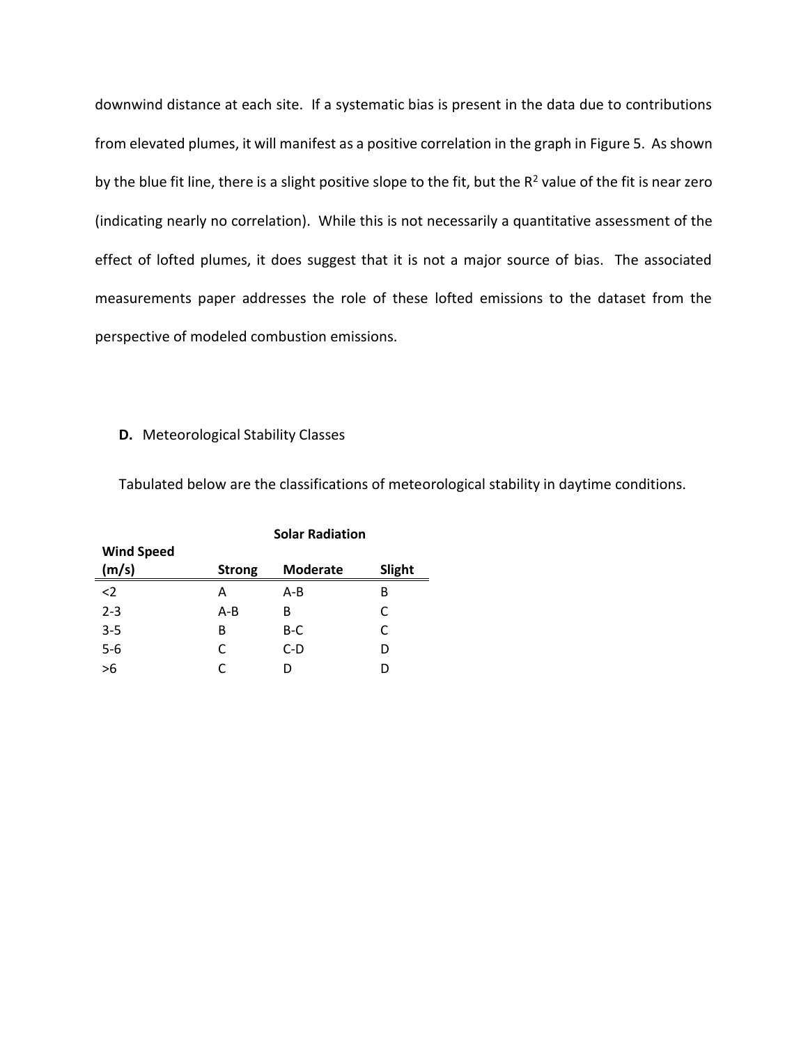downwind distance at each site. If a systematic bias is present in the data due to contributions from elevated plumes, it will manifest as a positive correlation in the graph in Figure 5. As shown by the blue fit line, there is a slight positive slope to the fit, but the $R^2$ value of the fit is near zero (indicating nearly no correlation). While this is not necessarily a quantitative assessment of the effect of lofted plumes, it does suggest that it is not a major source of bias. The associated measurements paper addresses the role of these lofted emissions to the dataset from the perspective of modeled combustion emissions.

**D.** Meteorological Stability Classes

Tabulated below are the classifications of meteorological stability in daytime conditions.

| | Solar Radiation | | |
|---|---|---|---|
| **Wind Speed (m/s)** | **Strong** | **Moderate** | **Slight** |
| <2 | A | A-B | B |
| 2-3 | A-B | B | C |
| 3-5 | B | B-C | C |
| 5-6 | C | C-D | D |
| >6 | C | D | D |